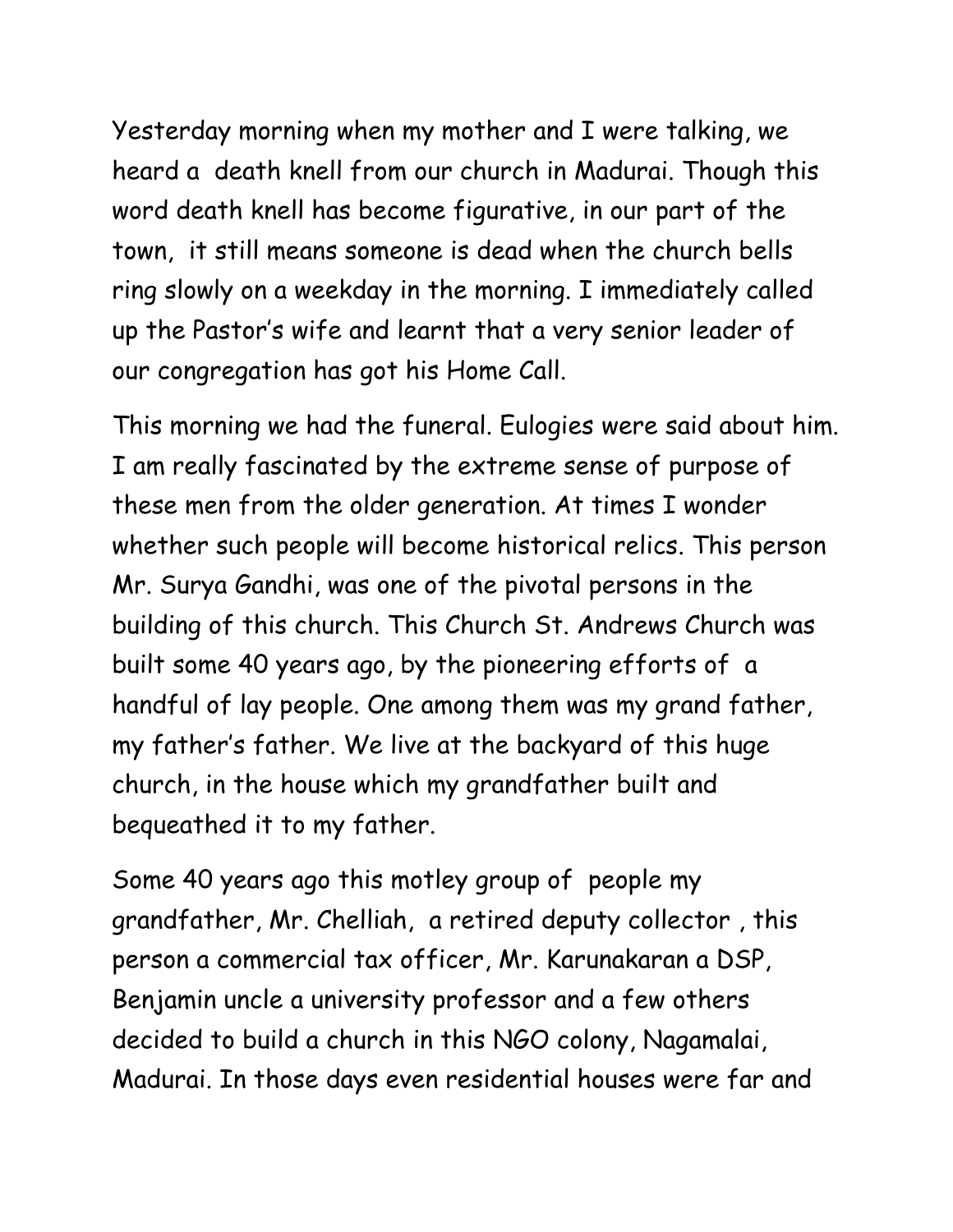Yesterday morning when my mother and I were talking, we heard a death knell from our church in Madurai. Though this word death knell has become figurative, in our part of the town, it still means someone is dead when the church bells ring slowly on a weekday in the morning. I immediately called up the Pastor's wife and learnt that a very senior leader of our congregation has got his Home Call.

This morning we had the funeral. Eulogies were said about him. I am really fascinated by the extreme sense of purpose of these men from the older generation. At times I wonder whether such people will become historical relics. This person Mr. Surya Gandhi, was one of the pivotal persons in the building of this church. This Church St. Andrews Church was built some 40 years ago, by the pioneering efforts of a handful of lay people. One among them was my grand father, my father's father. We live at the backyard of this huge church, in the house which my grandfather built and bequeathed it to my father.

Some 40 years ago this motley group of people my grandfather, Mr. Chelliah, a retired deputy collector , this person a commercial tax officer, Mr. Karunakaran a DSP, Benjamin uncle a university professor and a few others decided to build a church in this NGO colony, Nagamalai, Madurai. In those days even residential houses were far and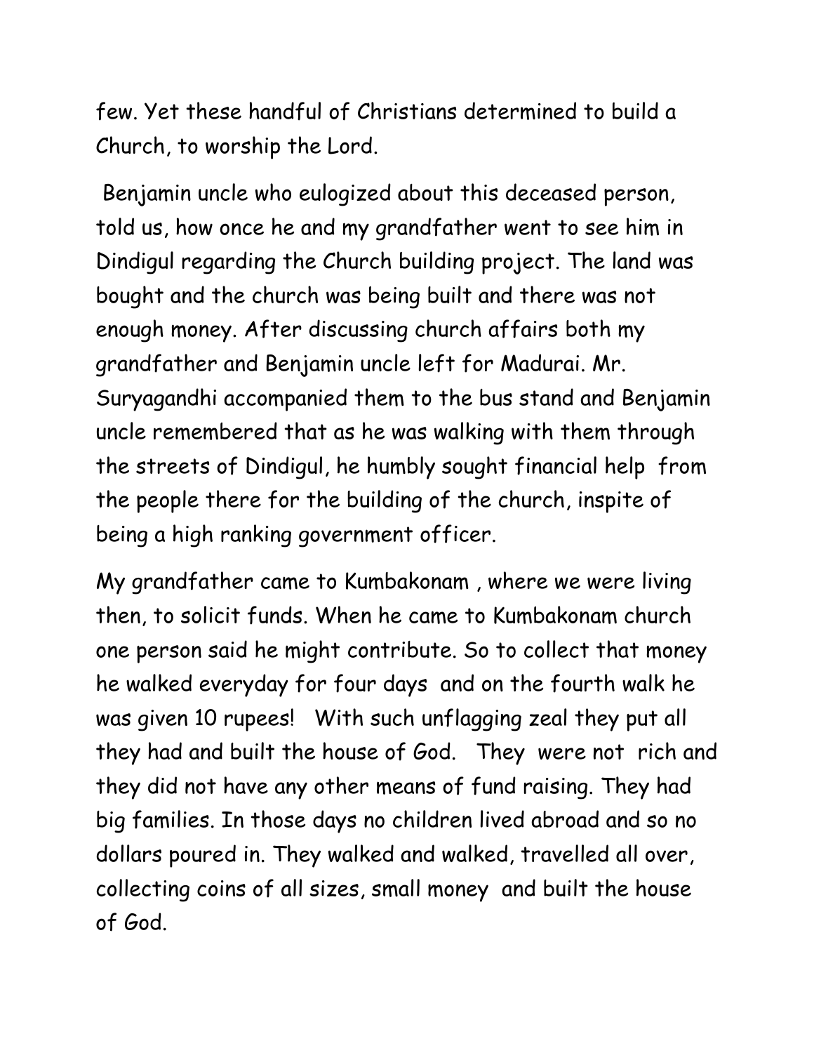few. Yet these handful of Christians determined to build a Church, to worship the Lord.

Benjamin uncle who eulogized about this deceased person, told us, how once he and my grandfather went to see him in Dindigul regarding the Church building project. The land was bought and the church was being built and there was not enough money. After discussing church affairs both my grandfather and Benjamin uncle left for Madurai. Mr. Suryagandhi accompanied them to the bus stand and Benjamin uncle remembered that as he was walking with them through the streets of Dindigul, he humbly sought financial help from the people there for the building of the church, inspite of being a high ranking government officer.

My grandfather came to Kumbakonam , where we were living then, to solicit funds. When he came to Kumbakonam church one person said he might contribute. So to collect that money he walked everyday for four days and on the fourth walk he was given 10 rupees! With such unflagging zeal they put all they had and built the house of God. They were not rich and they did not have any other means of fund raising. They had big families. In those days no children lived abroad and so no dollars poured in. They walked and walked, travelled all over, collecting coins of all sizes, small money and built the house of God.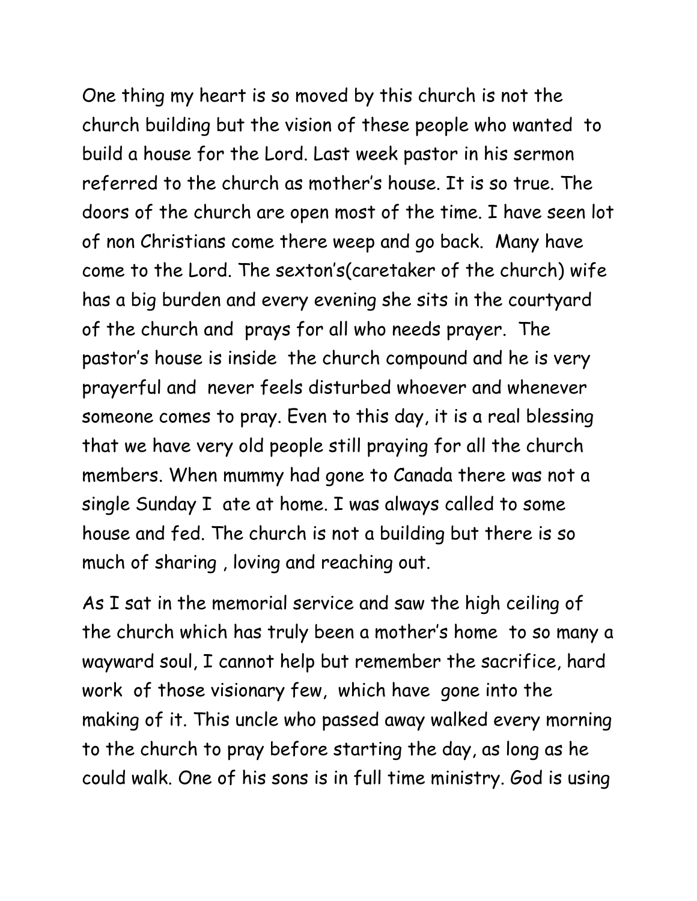One thing my heart is so moved by this church is not the church building but the vision of these people who wanted to build a house for the Lord. Last week pastor in his sermon referred to the church as mother's house. It is so true. The doors of the church are open most of the time. I have seen lot of non Christians come there weep and go back. Many have come to the Lord. The sexton's(caretaker of the church) wife has a big burden and every evening she sits in the courtyard of the church and prays for all who needs prayer. The pastor's house is inside the church compound and he is very prayerful and never feels disturbed whoever and whenever someone comes to pray. Even to this day, it is a real blessing that we have very old people still praying for all the church members. When mummy had gone to Canada there was not a single Sunday I ate at home. I was always called to some house and fed. The church is not a building but there is so much of sharing , loving and reaching out.

As I sat in the memorial service and saw the high ceiling of the church which has truly been a mother's home to so many a wayward soul, I cannot help but remember the sacrifice, hard work of those visionary few, which have gone into the making of it. This uncle who passed away walked every morning to the church to pray before starting the day, as long as he could walk. One of his sons is in full time ministry. God is using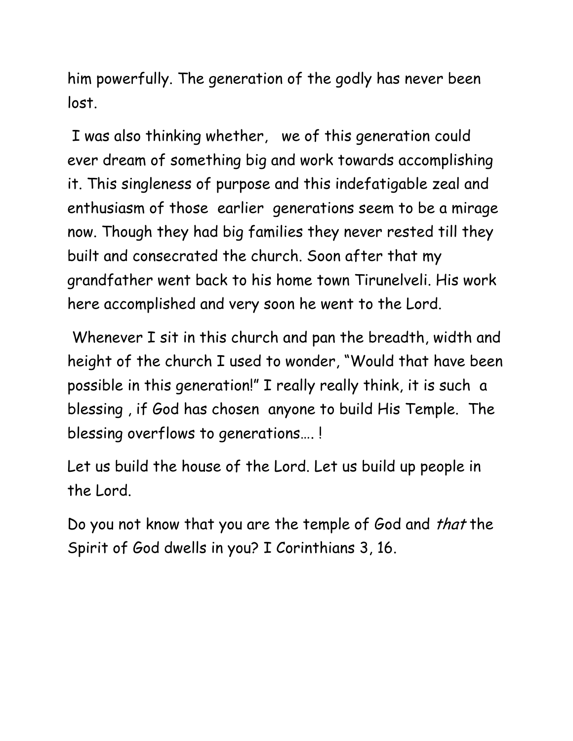him powerfully. The generation of the godly has never been lost.

I was also thinking whether, we of this generation could ever dream of something big and work towards accomplishing it. This singleness of purpose and this indefatigable zeal and enthusiasm of those earlier generations seem to be a mirage now. Though they had big families they never rested till they built and consecrated the church. Soon after that my grandfather went back to his home town Tirunelveli. His work here accomplished and very soon he went to the Lord.

Whenever I sit in this church and pan the breadth, width and height of the church I used to wonder, "Would that have been possible in this generation!" I really really think, it is such a blessing , if God has chosen anyone to build His Temple. The blessing overflows to generations…. !

Let us build the house of the Lord. Let us build up people in the Lord.

Do you not know that you are the temple of God and *that* the Spirit of God dwells in you? I Corinthians 3, 16.